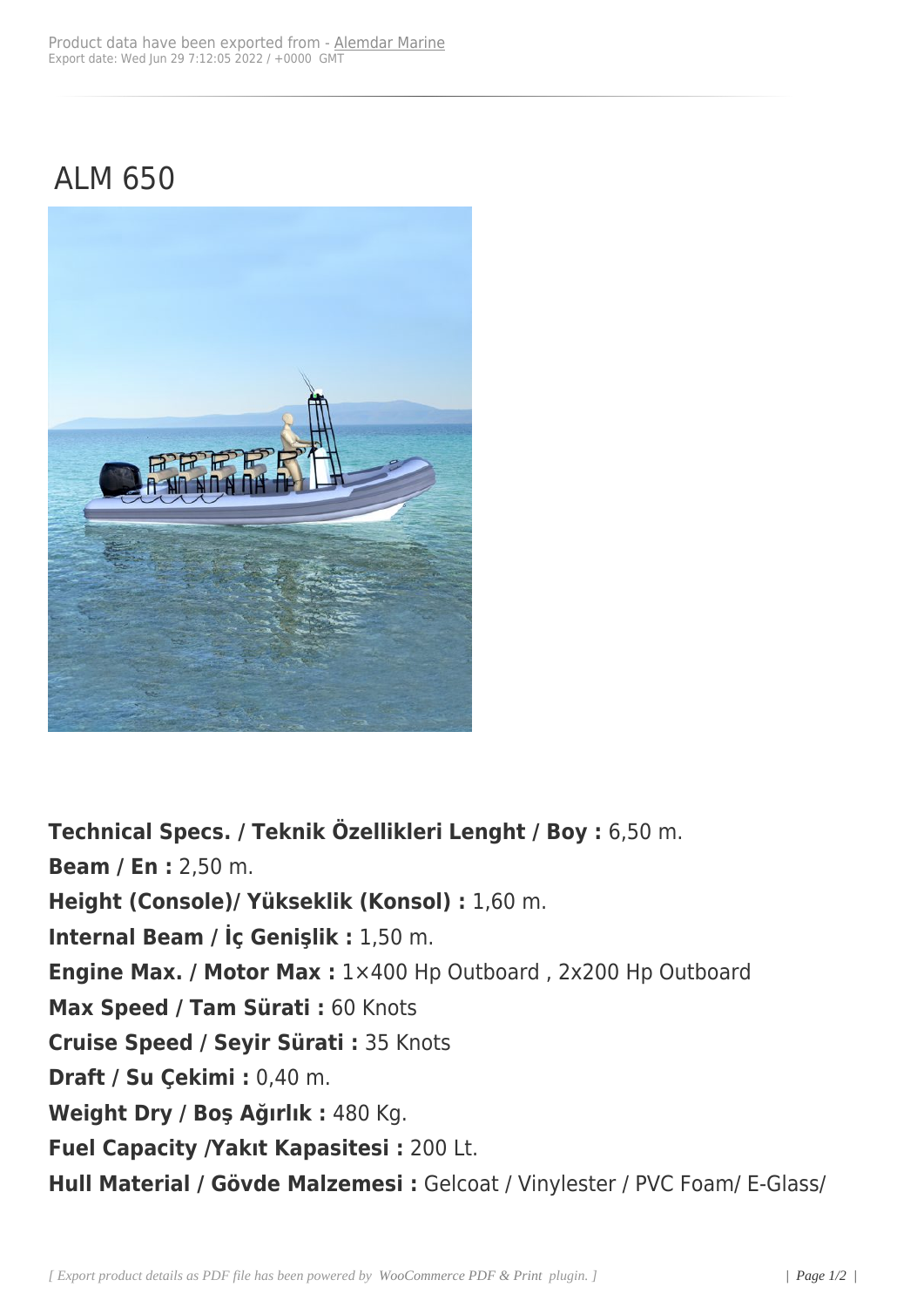Product data have been exported from - Alemdar Marine
Export date: Wed Jun 29 7:12:05 2022 / +0000 GMT

# ALM 650

**Technical Specs. / Teknik Özellikleri Lenght / Boy :** 6,50 m.
**Beam / En :** 2,50 m.
**Height (Console)/ Yükseklik (Konsol) :** 1,60 m.
**Internal Beam / İç Genişlik :** 1,50 m.
**Engine Max. / Motor Max :** 1×400 Hp Outboard , 2x200 Hp Outboard
**Max Speed / Tam Sürati :** 60 Knots
**Cruise Speed / Seyir Sürati :** 35 Knots
**Draft / Su Çekimi :** 0,40 m.
**Weight Dry / Boş Ağırlık :** 480 Kg.
**Fuel Capacity /Yakıt Kapasitesi :** 200 Lt.
**Hull Material / Gövde Malzemesi :** Gelcoat / Vinylester / PVC Foam/ E-Glass/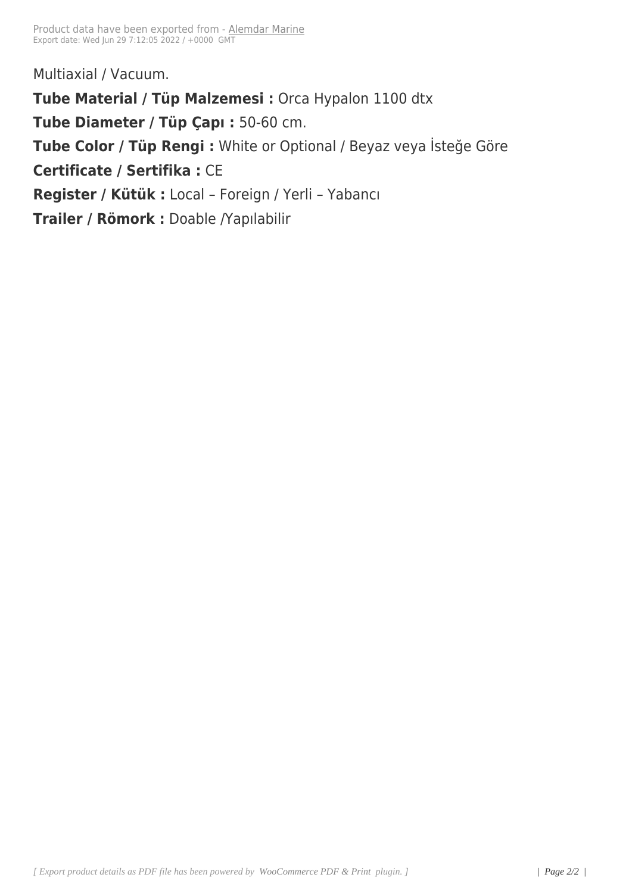Multiaxial / Vacuum.

**Tube Material / Tüp Malzemesi :** Orca Hypalon 1100 dtx

**Tube Diameter / Tüp Çapı :** 50-60 cm.

**Tube Color / Tüp Rengi :** White or Optional / Beyaz veya İsteğe Göre

**Certificate / Sertifika :** CE

**Register / Kütük :** Local – Foreign / Yerli – Yabancı

**Trailer / Römork :** Doable /Yapılabilir